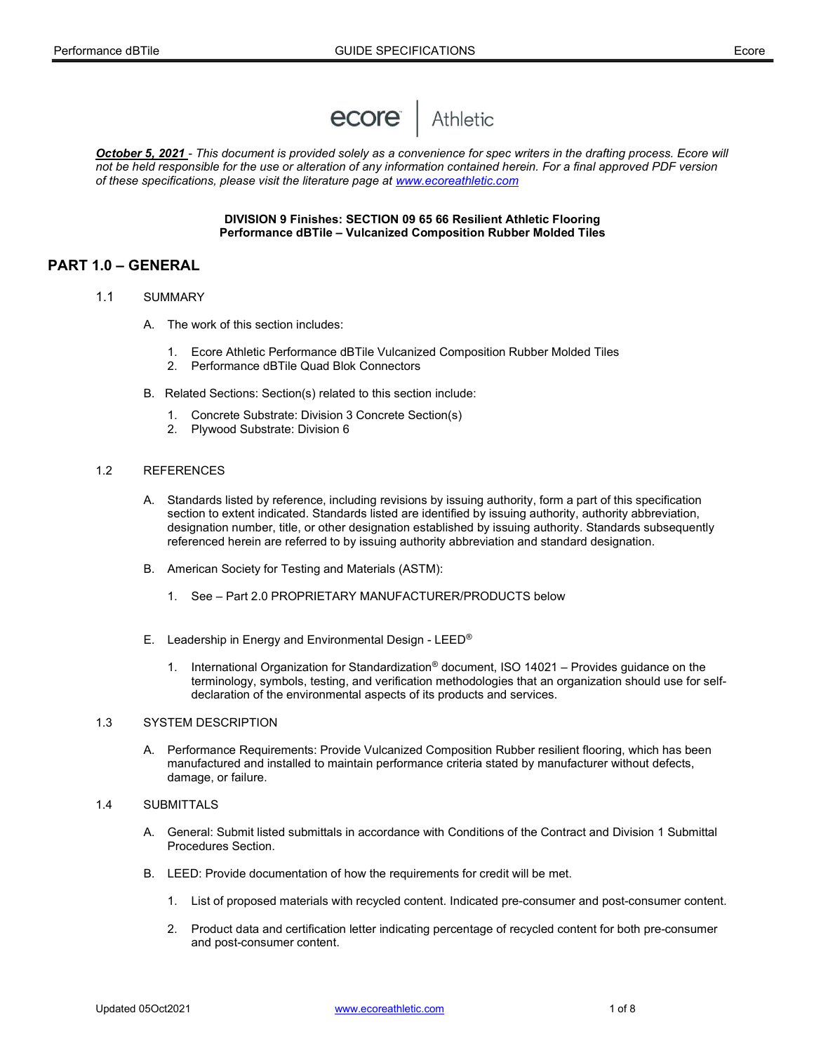*<u>**October 5, 2021**</u> - This document is provided solely as a convenience for spec writers in the drafting process. Ecore will not be held responsible for the use or alteration of any information contained herein. For a final approved PDF version of these specifications, please visit the literature page at [www.ecoreathletic.com](www.ecoreathletic.com)*

**DIVISION 9 Finishes: SECTION 09 65 66 Resilient Athletic Flooring**
**Performance dBTile – Vulcanized Composition Rubber Molded Tiles**

## PART 1.0 – GENERAL

### 1.1 SUMMARY

A. The work of this section includes:

1. Ecore Athletic Performance dBTile Vulcanized Composition Rubber Molded Tiles
2. Performance dBTile Quad Blok Connectors

B. Related Sections: Section(s) related to this section include:

1. Concrete Substrate: Division 3 Concrete Section(s)
2. Plywood Substrate: Division 6

### 1.2 REFERENCES

A. Standards listed by reference, including revisions by issuing authority, form a part of this specification section to extent indicated. Standards listed are identified by issuing authority, authority abbreviation, designation number, title, or other designation established by issuing authority. Standards subsequently referenced herein are referred to by issuing authority abbreviation and standard designation.

B. American Society for Testing and Materials (ASTM):

1. See – Part 2.0 PROPRIETARY MANUFACTURER/PRODUCTS below

E. Leadership in Energy and Environmental Design - LEED®

1. International Organization for Standardization® document, ISO 14021 – Provides guidance on the terminology, symbols, testing, and verification methodologies that an organization should use for self-declaration of the environmental aspects of its products and services.

### 1.3 SYSTEM DESCRIPTION

A. Performance Requirements: Provide Vulcanized Composition Rubber resilient flooring, which has been manufactured and installed to maintain performance criteria stated by manufacturer without defects, damage, or failure.

### 1.4 SUBMITTALS

A. General: Submit listed submittals in accordance with Conditions of the Contract and Division 1 Submittal Procedures Section.

B. LEED: Provide documentation of how the requirements for credit will be met.

1. List of proposed materials with recycled content. Indicated pre-consumer and post-consumer content.

2. Product data and certification letter indicating percentage of recycled content for both pre-consumer and post-consumer content.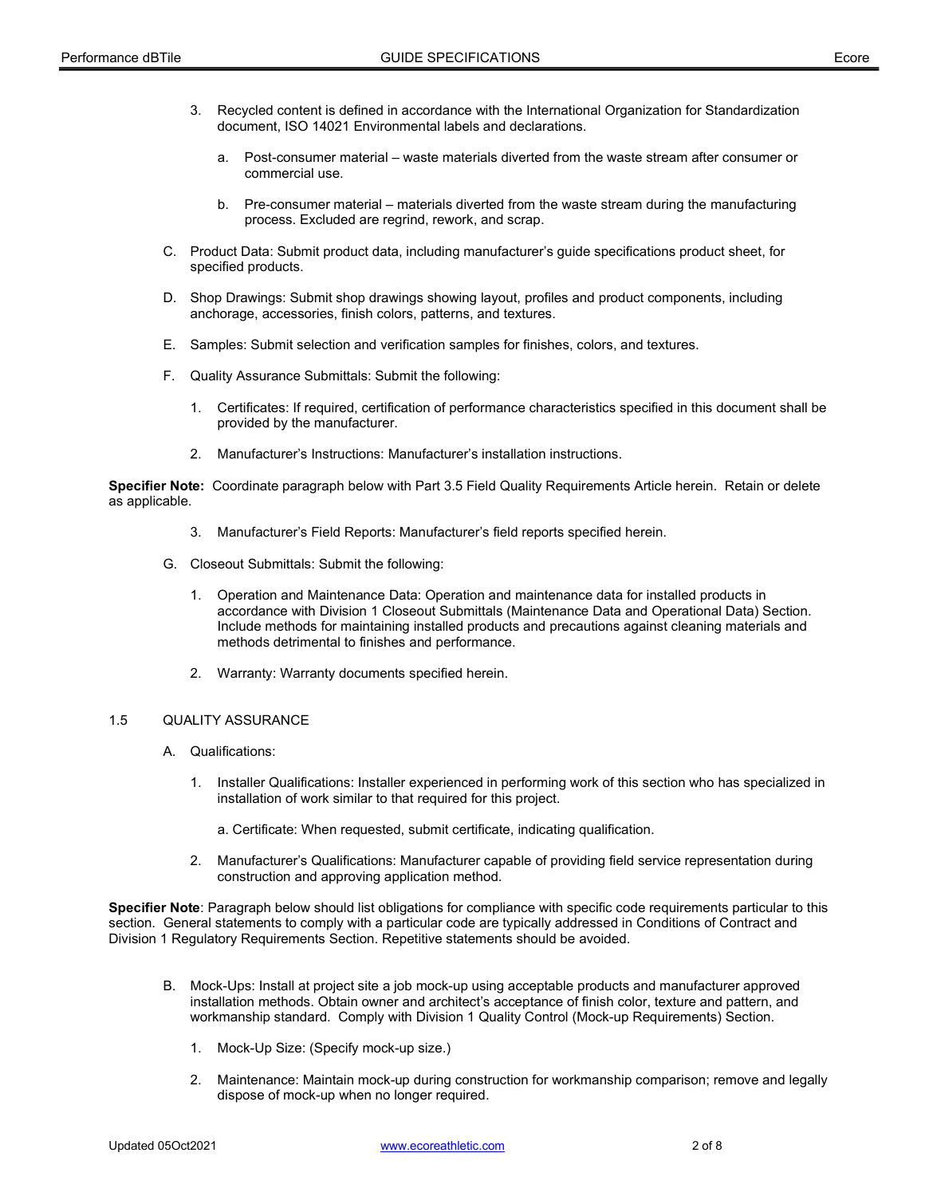3. Recycled content is defined in accordance with the International Organization for Standardization document, ISO 14021 Environmental labels and declarations.

   a. Post-consumer material – waste materials diverted from the waste stream after consumer or commercial use.

   b. Pre-consumer material – materials diverted from the waste stream during the manufacturing process. Excluded are regrind, rework, and scrap.

C. Product Data: Submit product data, including manufacturer's guide specifications product sheet, for specified products.

D. Shop Drawings: Submit shop drawings showing layout, profiles and product components, including anchorage, accessories, finish colors, patterns, and textures.

E. Samples: Submit selection and verification samples for finishes, colors, and textures.

F. Quality Assurance Submittals: Submit the following:

1. Certificates: If required, certification of performance characteristics specified in this document shall be provided by the manufacturer.

2. Manufacturer's Instructions: Manufacturer's installation instructions.

**Specifier Note:** Coordinate paragraph below with Part 3.5 Field Quality Requirements Article herein. Retain or delete as applicable.

3. Manufacturer's Field Reports: Manufacturer's field reports specified herein.

G. Closeout Submittals: Submit the following:

1. Operation and Maintenance Data: Operation and maintenance data for installed products in accordance with Division 1 Closeout Submittals (Maintenance Data and Operational Data) Section. Include methods for maintaining installed products and precautions against cleaning materials and methods detrimental to finishes and performance.

2. Warranty: Warranty documents specified herein.

## 1.5 QUALITY ASSURANCE

A. Qualifications:

1. Installer Qualifications: Installer experienced in performing work of this section who has specialized in installation of work similar to that required for this project.

   a. Certificate: When requested, submit certificate, indicating qualification.

2. Manufacturer's Qualifications: Manufacturer capable of providing field service representation during construction and approving application method.

**Specifier Note**: Paragraph below should list obligations for compliance with specific code requirements particular to this section. General statements to comply with a particular code are typically addressed in Conditions of Contract and Division 1 Regulatory Requirements Section. Repetitive statements should be avoided.

B. Mock-Ups: Install at project site a job mock-up using acceptable products and manufacturer approved installation methods. Obtain owner and architect's acceptance of finish color, texture and pattern, and workmanship standard. Comply with Division 1 Quality Control (Mock-up Requirements) Section.

1. Mock-Up Size: (Specify mock-up size.)

2. Maintenance: Maintain mock-up during construction for workmanship comparison; remove and legally dispose of mock-up when no longer required.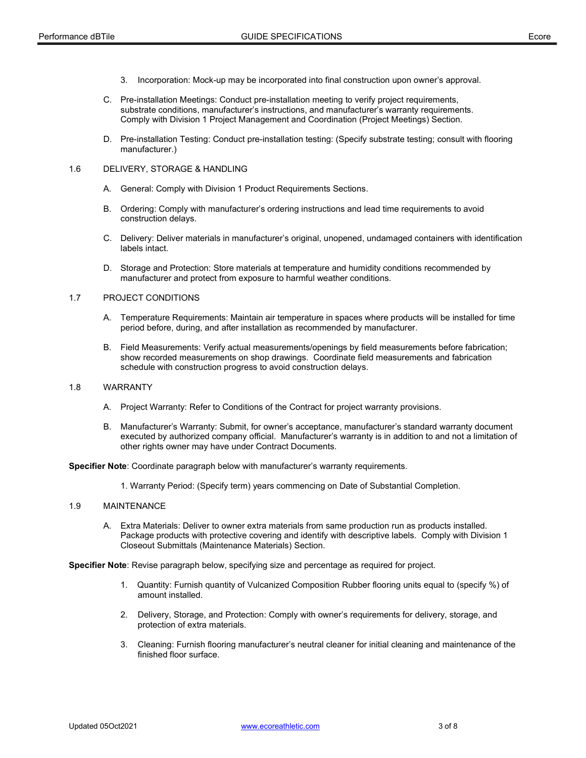3. Incorporation: Mock-up may be incorporated into final construction upon owner's approval.

C. Pre-installation Meetings: Conduct pre-installation meeting to verify project requirements, substrate conditions, manufacturer's instructions, and manufacturer's warranty requirements. Comply with Division 1 Project Management and Coordination (Project Meetings) Section.

D. Pre-installation Testing: Conduct pre-installation testing: (Specify substrate testing; consult with flooring manufacturer.)

## 1.6 DELIVERY, STORAGE & HANDLING

A. General: Comply with Division 1 Product Requirements Sections.

B. Ordering: Comply with manufacturer's ordering instructions and lead time requirements to avoid construction delays.

C. Delivery: Deliver materials in manufacturer's original, unopened, undamaged containers with identification labels intact.

D. Storage and Protection: Store materials at temperature and humidity conditions recommended by manufacturer and protect from exposure to harmful weather conditions.

## 1.7 PROJECT CONDITIONS

A. Temperature Requirements: Maintain air temperature in spaces where products will be installed for time period before, during, and after installation as recommended by manufacturer.

B. Field Measurements: Verify actual measurements/openings by field measurements before fabrication; show recorded measurements on shop drawings. Coordinate field measurements and fabrication schedule with construction progress to avoid construction delays.

## 1.8 WARRANTY

A. Project Warranty: Refer to Conditions of the Contract for project warranty provisions.

B. Manufacturer's Warranty: Submit, for owner's acceptance, manufacturer's standard warranty document executed by authorized company official. Manufacturer's warranty is in addition to and not a limitation of other rights owner may have under Contract Documents.

**Specifier Note**: Coordinate paragraph below with manufacturer's warranty requirements.

1. Warranty Period: (Specify term) years commencing on Date of Substantial Completion.

## 1.9 MAINTENANCE

A. Extra Materials: Deliver to owner extra materials from same production run as products installed. Package products with protective covering and identify with descriptive labels. Comply with Division 1 Closeout Submittals (Maintenance Materials) Section.

**Specifier Note**: Revise paragraph below, specifying size and percentage as required for project.

1. Quantity: Furnish quantity of Vulcanized Composition Rubber flooring units equal to (specify %) of amount installed.

2. Delivery, Storage, and Protection: Comply with owner's requirements for delivery, storage, and protection of extra materials.

3. Cleaning: Furnish flooring manufacturer's neutral cleaner for initial cleaning and maintenance of the finished floor surface.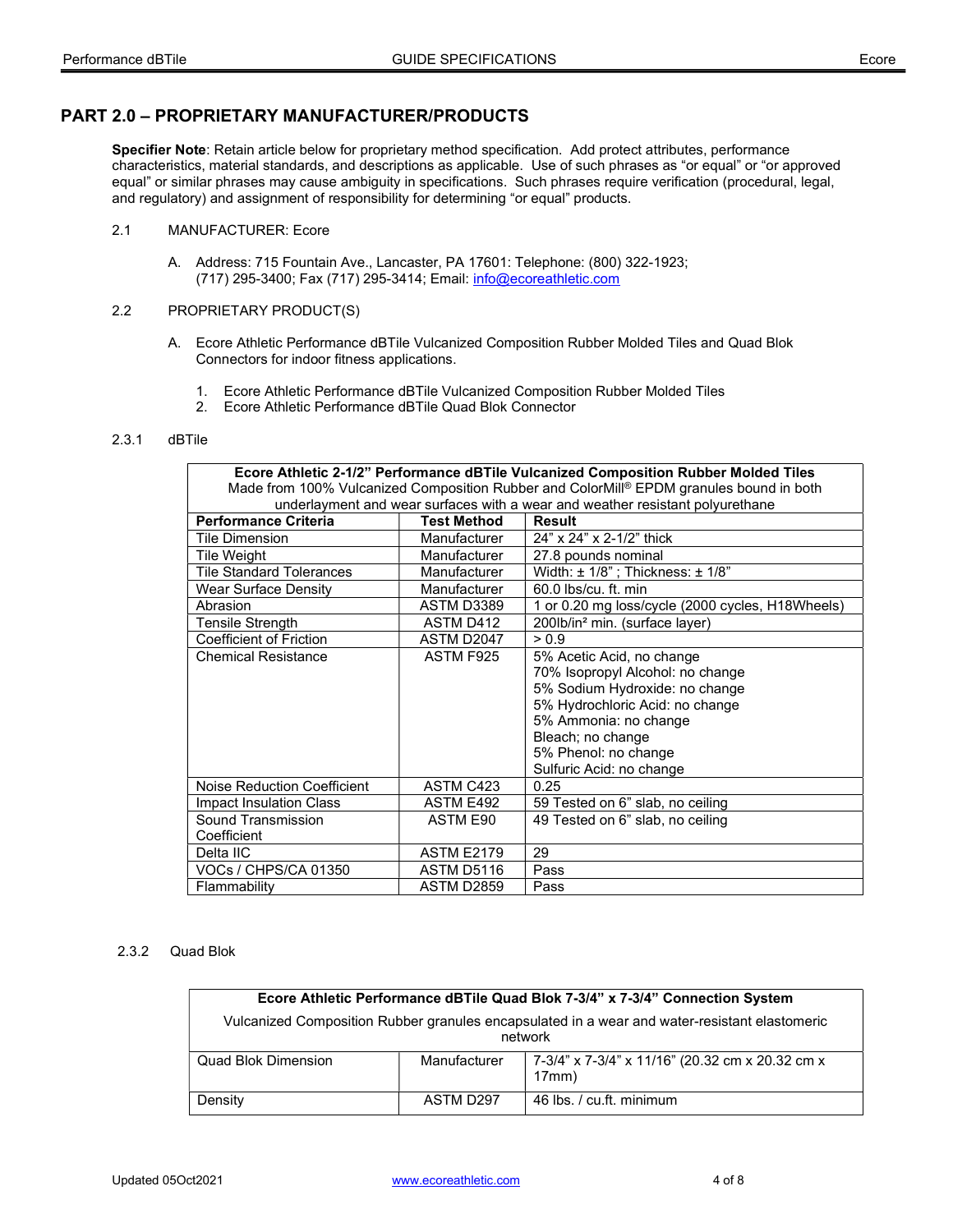## PART 2.0 – PROPRIETARY MANUFACTURER/PRODUCTS

**Specifier Note**: Retain article below for proprietary method specification. Add protect attributes, performance characteristics, material standards, and descriptions as applicable. Use of such phrases as "or equal" or "or approved equal" or similar phrases may cause ambiguity in specifications. Such phrases require verification (procedural, legal, and regulatory) and assignment of responsibility for determining "or equal" products.

2.1 MANUFACTURER: Ecore

A. Address: 715 Fountain Ave., Lancaster, PA 17601: Telephone: (800) 322-1923; (717) 295-3400; Fax (717) 295-3414; Email: info@ecoreathletic.com

2.2 PROPRIETARY PRODUCT(S)

A. Ecore Athletic Performance dBTile Vulcanized Composition Rubber Molded Tiles and Quad Blok Connectors for indoor fitness applications.

1. Ecore Athletic Performance dBTile Vulcanized Composition Rubber Molded Tiles
2. Ecore Athletic Performance dBTile Quad Blok Connector

2.3.1 dBTile

| **Ecore Athletic 2-1/2" Performance dBTile Vulcanized Composition Rubber Molded Tiles** Made from 100% Vulcanized Composition Rubber and ColorMill® EPDM granules bound in both underlayment and wear surfaces with a wear and weather resistant polyurethane | | |
|---|---|---|
| **Performance Criteria** | **Test Method** | **Result** |
| Tile Dimension | Manufacturer | 24" x 24" x 2-1/2" thick |
| Tile Weight | Manufacturer | 27.8 pounds nominal |
| Tile Standard Tolerances | Manufacturer | Width: ± 1/8" ; Thickness: ± 1/8" |
| Wear Surface Density | Manufacturer | 60.0 lbs/cu. ft. min |
| Abrasion | ASTM D3389 | 1 or 0.20 mg loss/cycle (2000 cycles, H18Wheels) |
| Tensile Strength | ASTM D412 | 200lb/in² min. (surface layer) |
| Coefficient of Friction | ASTM D2047 | > 0.9 |
| Chemical Resistance | ASTM F925 | 5% Acetic Acid, no change<br>70% Isopropyl Alcohol: no change<br>5% Sodium Hydroxide: no change<br>5% Hydrochloric Acid: no change<br>5% Ammonia: no change<br>Bleach; no change<br>5% Phenol: no change<br>Sulfuric Acid: no change |
| Noise Reduction Coefficient | ASTM C423 | 0.25 |
| Impact Insulation Class | ASTM E492 | 59 Tested on 6" slab, no ceiling |
| Sound Transmission Coefficient | ASTM E90 | 49 Tested on 6" slab, no ceiling |
| Delta IIC | ASTM E2179 | 29 |
| VOCs / CHPS/CA 01350 | ASTM D5116 | Pass |
| Flammability | ASTM D2859 | Pass |

2.3.2 Quad Blok

| **Ecore Athletic Performance dBTile Quad Blok 7-3/4" x 7-3/4" Connection System** Vulcanized Composition Rubber granules encapsulated in a wear and water-resistant elastomeric network | | |
|---|---|---|
| Quad Blok Dimension | Manufacturer | 7-3/4" x 7-3/4" x 11/16" (20.32 cm x 20.32 cm x 17mm) |
| Density | ASTM D297 | 46 lbs. / cu.ft. minimum |

Updated 05Oct2021 www.ecoreathletic.com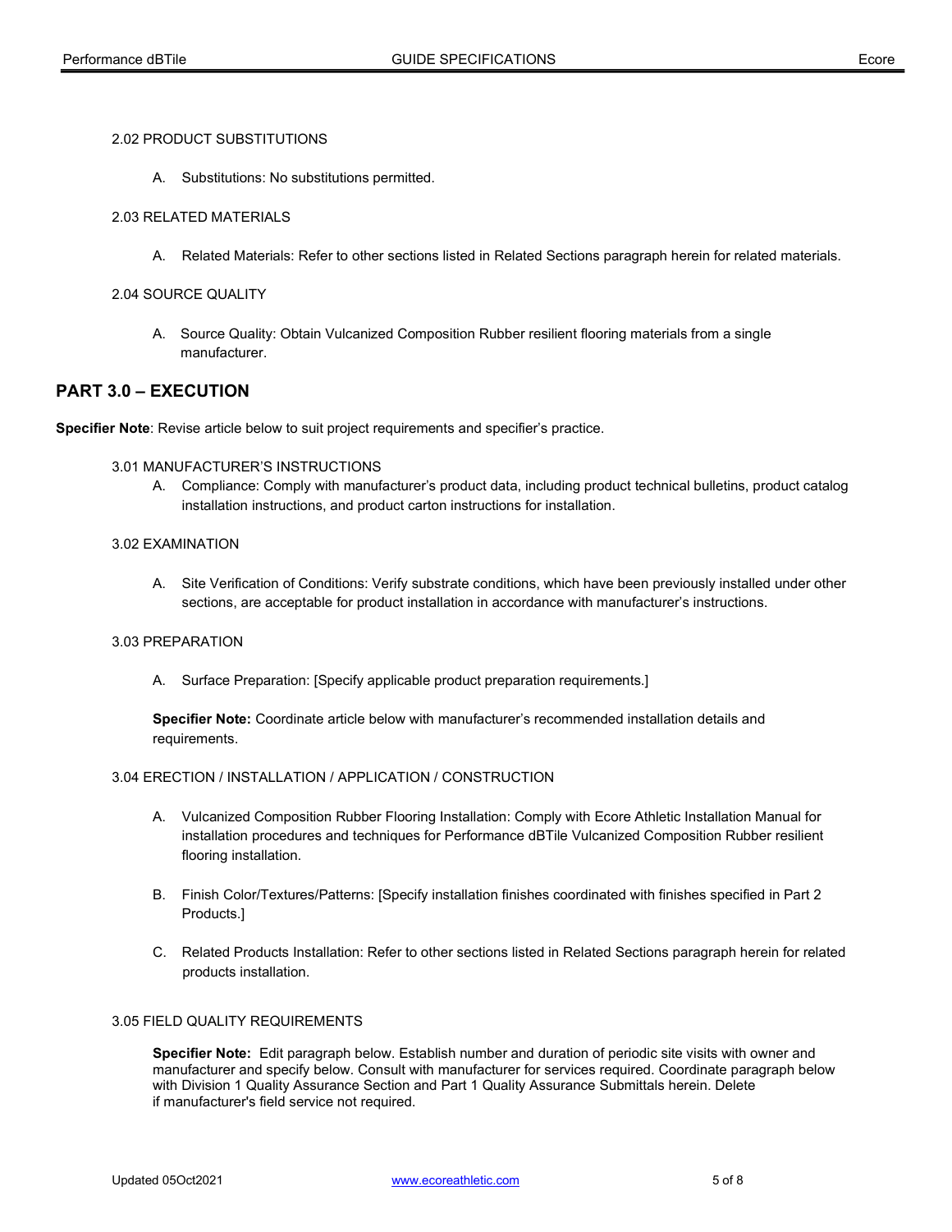2.02 PRODUCT SUBSTITUTIONS

A. Substitutions: No substitutions permitted.

2.03 RELATED MATERIALS

A. Related Materials: Refer to other sections listed in Related Sections paragraph herein for related materials.

2.04 SOURCE QUALITY

A. Source Quality: Obtain Vulcanized Composition Rubber resilient flooring materials from a single manufacturer.

## PART 3.0 – EXECUTION

**Specifier Note**: Revise article below to suit project requirements and specifier's practice.

3.01 MANUFACTURER'S INSTRUCTIONS

A. Compliance: Comply with manufacturer's product data, including product technical bulletins, product catalog installation instructions, and product carton instructions for installation.

3.02 EXAMINATION

A. Site Verification of Conditions: Verify substrate conditions, which have been previously installed under other sections, are acceptable for product installation in accordance with manufacturer's instructions.

3.03 PREPARATION

A. Surface Preparation: [Specify applicable product preparation requirements.]

**Specifier Note:** Coordinate article below with manufacturer's recommended installation details and requirements.

3.04 ERECTION / INSTALLATION / APPLICATION / CONSTRUCTION

A. Vulcanized Composition Rubber Flooring Installation: Comply with Ecore Athletic Installation Manual for installation procedures and techniques for Performance dBTile Vulcanized Composition Rubber resilient flooring installation.

B. Finish Color/Textures/Patterns: [Specify installation finishes coordinated with finishes specified in Part 2 Products.]

C. Related Products Installation: Refer to other sections listed in Related Sections paragraph herein for related products installation.

3.05 FIELD QUALITY REQUIREMENTS

**Specifier Note:** Edit paragraph below. Establish number and duration of periodic site visits with owner and manufacturer and specify below. Consult with manufacturer for services required. Coordinate paragraph below with Division 1 Quality Assurance Section and Part 1 Quality Assurance Submittals herein. Delete if manufacturer's field service not required.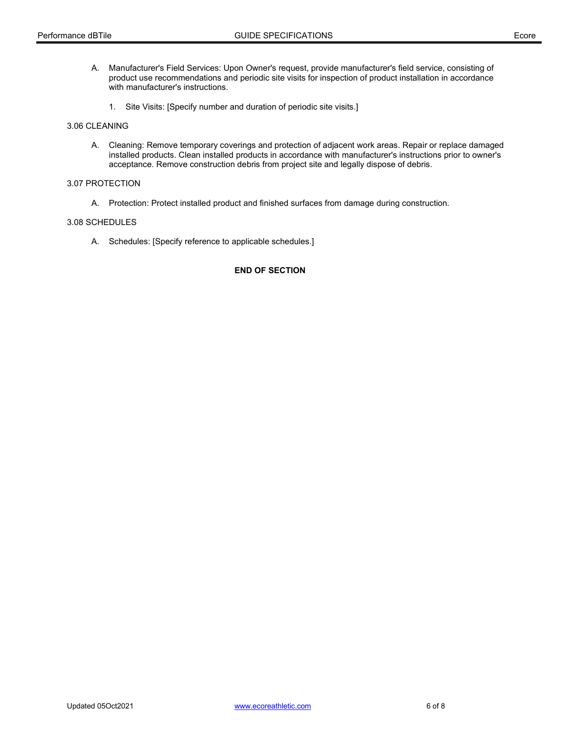A. Manufacturer's Field Services: Upon Owner's request, provide manufacturer's field service, consisting of product use recommendations and periodic site visits for inspection of product installation in accordance with manufacturer's instructions.

   1. Site Visits: [Specify number and duration of periodic site visits.]

### 3.06 CLEANING

A. Cleaning: Remove temporary coverings and protection of adjacent work areas. Repair or replace damaged installed products. Clean installed products in accordance with manufacturer's instructions prior to owner's acceptance. Remove construction debris from project site and legally dispose of debris.

### 3.07 PROTECTION

A. Protection: Protect installed product and finished surfaces from damage during construction.

### 3.08 SCHEDULES

A. Schedules: [Specify reference to applicable schedules.]

**END OF SECTION**